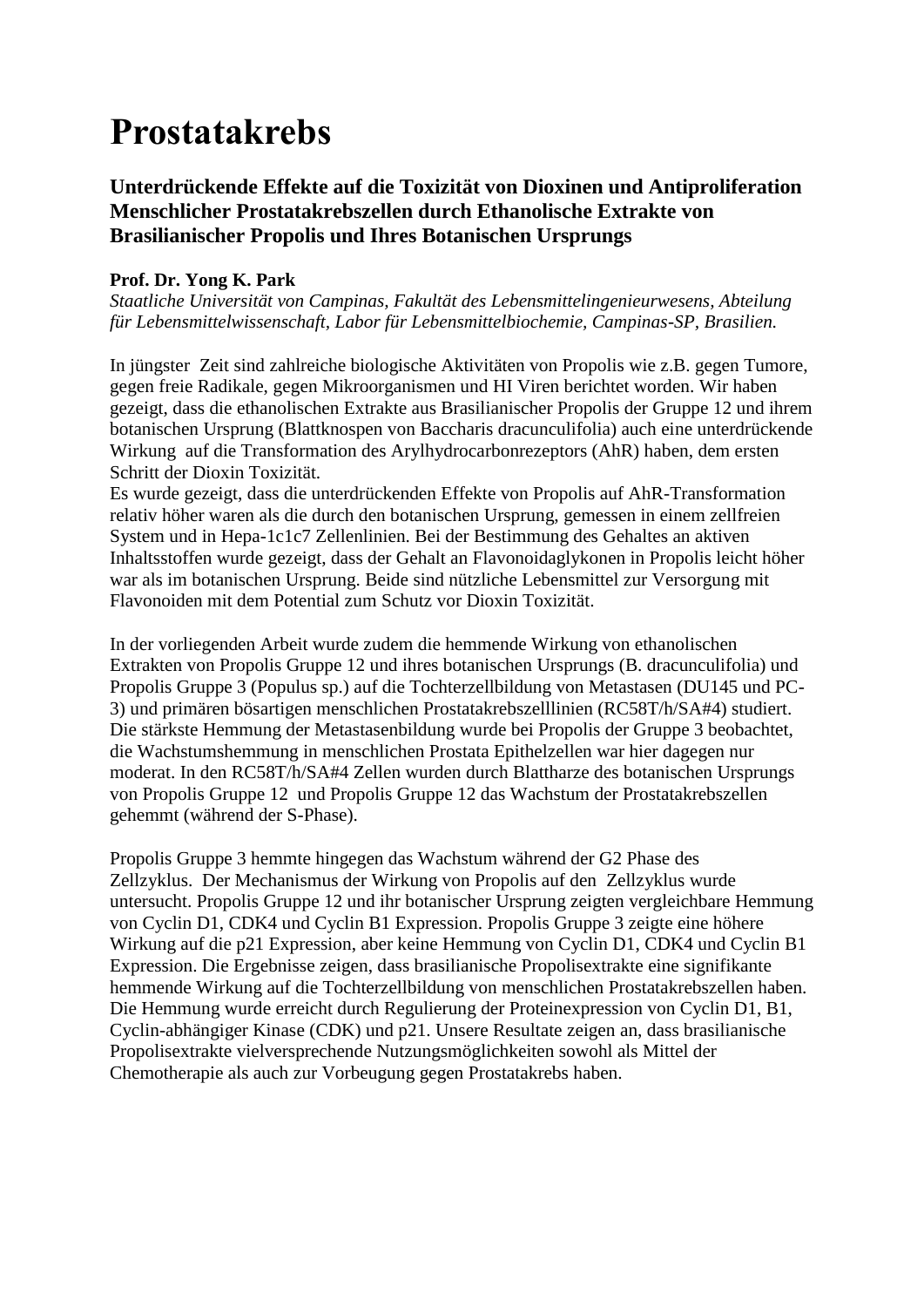# Prostatakrebs

## Unterdrückende Effekte auf die Toxizität von Dioxinen und Antiproliferation Menschlicher Prostatakrebszellen durch Ethanolische Extrakte von Brasilianischer Propolis und Ihres Botanischen Ursprungs

**Prof. Dr. Yong K. Park**
*Staatliche Universität von Campinas, Fakultät des Lebensmittelingenieurwesens, Abteilung für Lebensmittelwissenschaft, Labor für Lebensmittelbiochemie, Campinas-SP, Brasilien.*

In jüngster Zeit sind zahlreiche biologische Aktivitäten von Propolis wie z.B. gegen Tumore, gegen freie Radikale, gegen Mikroorganismen und HI Viren berichtet worden. Wir haben gezeigt, dass die ethanolischen Extrakte aus Brasilianischer Propolis der Gruppe 12 und ihrem botanischen Ursprung (Blattknospen von Baccharis dracunculifolia) auch eine unterdrückende Wirkung auf die Transformation des Arylhydrocarbonrezeptors (AhR) haben, dem ersten Schritt der Dioxin Toxizität.
Es wurde gezeigt, dass die unterdrückenden Effekte von Propolis auf AhR-Transformation relativ höher waren als die durch den botanischen Ursprung, gemessen in einem zellfreien System und in Hepa-1c1c7 Zellenlinien. Bei der Bestimmung des Gehaltes an aktiven Inhaltsstoffen wurde gezeigt, dass der Gehalt an Flavonoidaglykonen in Propolis leicht höher war als im botanischen Ursprung. Beide sind nützliche Lebensmittel zur Versorgung mit Flavonoiden mit dem Potential zum Schutz vor Dioxin Toxizität.

In der vorliegenden Arbeit wurde zudem die hemmende Wirkung von ethanolischen Extrakten von Propolis Gruppe 12 und ihres botanischen Ursprungs (B. dracunculifolia) und Propolis Gruppe 3 (Populus sp.) auf die Tochterzellbildung von Metastasen (DU145 und PC-3) und primären bösartigen menschlichen Prostatakrebszelllinien (RC58T/h/SA#4) studiert. Die stärkste Hemmung der Metastasenbildung wurde bei Propolis der Gruppe 3 beobachtet, die Wachstumshemmung in menschlichen Prostata Epithelzellen war hier dagegen nur moderat. In den RC58T/h/SA#4 Zellen wurden durch Blattharze des botanischen Ursprungs von Propolis Gruppe 12 und Propolis Gruppe 12 das Wachstum der Prostatakrebszellen gehemmt (während der S-Phase).

Propolis Gruppe 3 hemmte hingegen das Wachstum während der G2 Phase des Zellzyklus. Der Mechanismus der Wirkung von Propolis auf den Zellzyklus wurde untersucht. Propolis Gruppe 12 und ihr botanischer Ursprung zeigten vergleichbare Hemmung von Cyclin D1, CDK4 und Cyclin B1 Expression. Propolis Gruppe 3 zeigte eine höhere Wirkung auf die p21 Expression, aber keine Hemmung von Cyclin D1, CDK4 und Cyclin B1 Expression. Die Ergebnisse zeigen, dass brasilianische Propolisextrakte eine signifikante hemmende Wirkung auf die Tochterzellbildung von menschlichen Prostatakrebszellen haben. Die Hemmung wurde erreicht durch Regulierung der Proteinexpression von Cyclin D1, B1, Cyclin-abhängiger Kinase (CDK) und p21. Unsere Resultate zeigen an, dass brasilianische Propolisextrakte vielversprechende Nutzungsmöglichkeiten sowohl als Mittel der Chemotherapie als auch zur Vorbeugung gegen Prostatakrebs haben.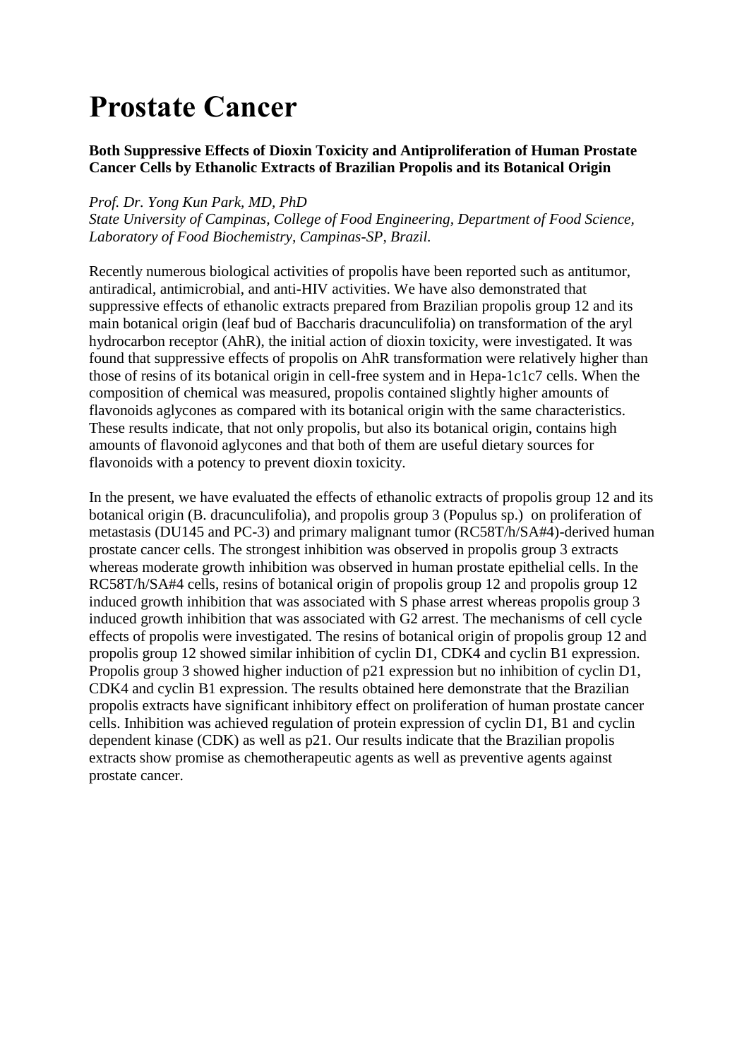# Prostate Cancer

**Both Suppressive Effects of Dioxin Toxicity and Antiproliferation of Human Prostate Cancer Cells by Ethanolic Extracts of Brazilian Propolis and its Botanical Origin**

*Prof. Dr. Yong Kun Park, MD, PhD*
*State University of Campinas, College of Food Engineering, Department of Food Science, Laboratory of Food Biochemistry, Campinas-SP, Brazil.*

Recently numerous biological activities of propolis have been reported such as antitumor, antiradical, antimicrobial, and anti-HIV activities. We have also demonstrated that suppressive effects of ethanolic extracts prepared from Brazilian propolis group 12 and its main botanical origin (leaf bud of Baccharis dracunculifolia) on transformation of the aryl hydrocarbon receptor (AhR), the initial action of dioxin toxicity, were investigated. It was found that suppressive effects of propolis on AhR transformation were relatively higher than those of resins of its botanical origin in cell-free system and in Hepa-1c1c7 cells. When the composition of chemical was measured, propolis contained slightly higher amounts of flavonoids aglycones as compared with its botanical origin with the same characteristics. These results indicate, that not only propolis, but also its botanical origin, contains high amounts of flavonoid aglycones and that both of them are useful dietary sources for flavonoids with a potency to prevent dioxin toxicity.

In the present, we have evaluated the effects of ethanolic extracts of propolis group 12 and its botanical origin (B. dracunculifolia), and propolis group 3 (Populus sp.) on proliferation of metastasis (DU145 and PC-3) and primary malignant tumor (RC58T/h/SA#4)-derived human prostate cancer cells. The strongest inhibition was observed in propolis group 3 extracts whereas moderate growth inhibition was observed in human prostate epithelial cells. In the RC58T/h/SA#4 cells, resins of botanical origin of propolis group 12 and propolis group 12 induced growth inhibition that was associated with S phase arrest whereas propolis group 3 induced growth inhibition that was associated with G2 arrest. The mechanisms of cell cycle effects of propolis were investigated. The resins of botanical origin of propolis group 12 and propolis group 12 showed similar inhibition of cyclin D1, CDK4 and cyclin B1 expression. Propolis group 3 showed higher induction of p21 expression but no inhibition of cyclin D1, CDK4 and cyclin B1 expression. The results obtained here demonstrate that the Brazilian propolis extracts have significant inhibitory effect on proliferation of human prostate cancer cells. Inhibition was achieved regulation of protein expression of cyclin D1, B1 and cyclin dependent kinase (CDK) as well as p21. Our results indicate that the Brazilian propolis extracts show promise as chemotherapeutic agents as well as preventive agents against prostate cancer.